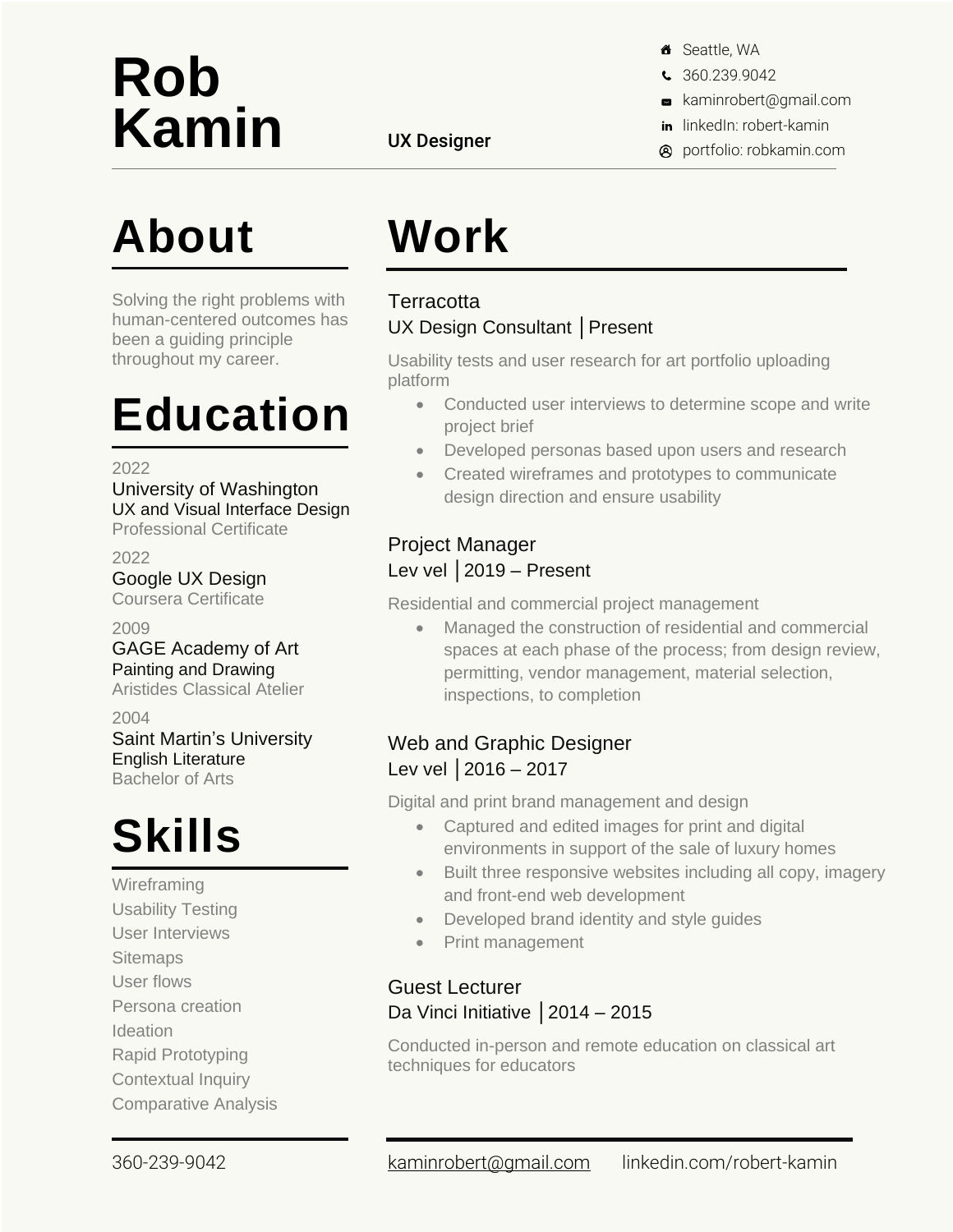# Rob Kamin

UX Designer

- Seattle, WA
- 360.239.9042
- kaminrobert@gmail.com
- linkedIn: robert-kamin
- portfolio: robkamin.com

## About

Solving the right problems with human-centered outcomes has been a guiding principle throughout my career.

## Education

2022
University of Washington
UX and Visual Interface Design
Professional Certificate

2022
Google UX Design
Coursera Certificate

2009
GAGE Academy of Art
Painting and Drawing
Aristides Classical Atelier

2004
Saint Martin's University
English Literature
Bachelor of Arts

## Skills

Wireframing
Usability Testing
User Interviews
Sitemaps
User flows
Persona creation
Ideation
Rapid Prototyping
Contextual Inquiry
Comparative Analysis

## Work

### Terracotta
UX Design Consultant │Present

Usability tests and user research for art portfolio uploading platform

- Conducted user interviews to determine scope and write project brief
- Developed personas based upon users and research
- Created wireframes and prototypes to communicate design direction and ensure usability

### Project Manager
Lev vel │2019 – Present

Residential and commercial project management

- Managed the construction of residential and commercial spaces at each phase of the process; from design review, permitting, vendor management, material selection, inspections, to completion

### Web and Graphic Designer
Lev vel │2016 – 2017

Digital and print brand management and design

- Captured and edited images for print and digital environments in support of the sale of luxury homes
- Built three responsive websites including all copy, imagery and front-end web development
- Developed brand identity and style guides
- Print management

### Guest Lecturer
Da Vinci Initiative │2014 – 2015

Conducted in-person and remote education on classical art techniques for educators

360-239-9042 kaminrobert@gmail.com linkedin.com/robert-kamin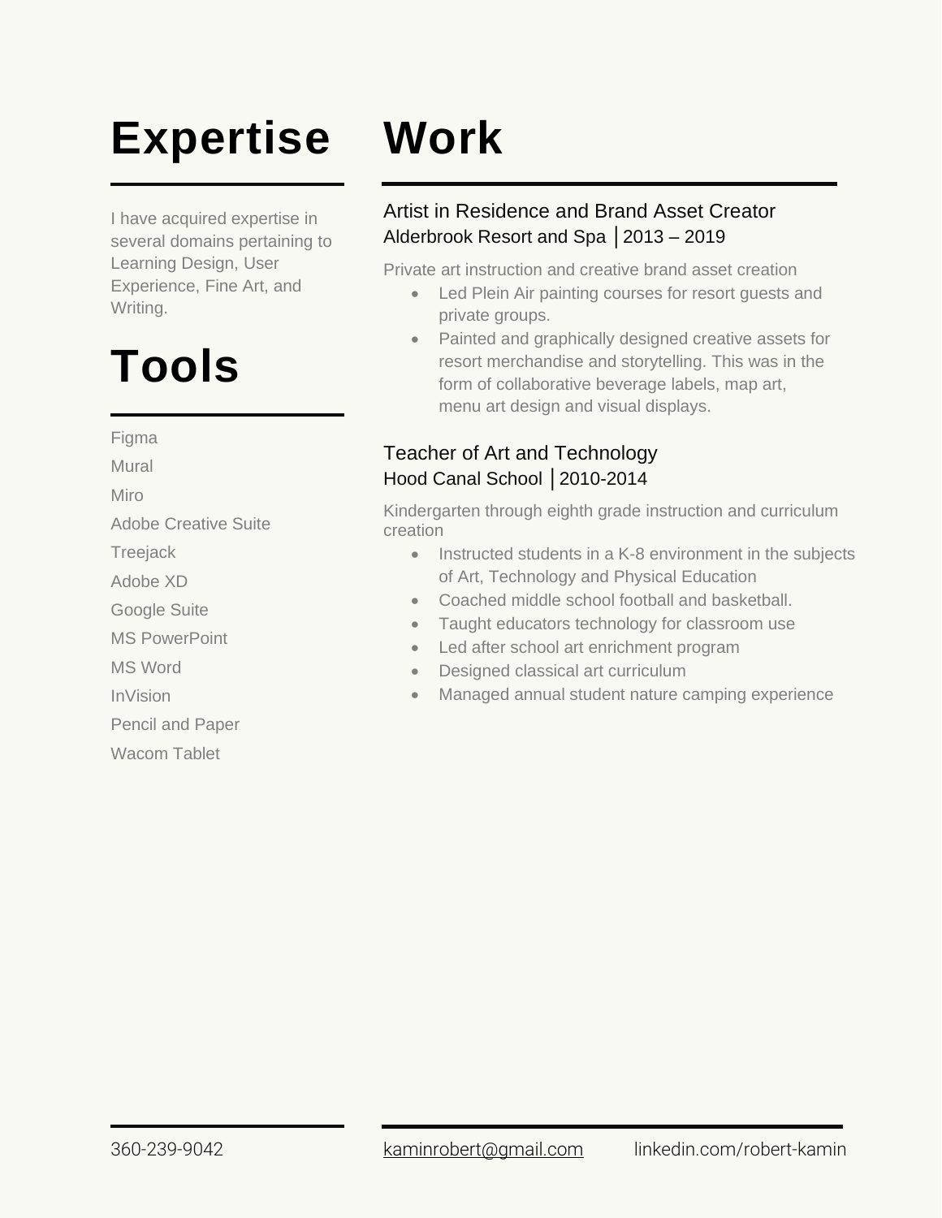# Expertise

I have acquired expertise in several domains pertaining to Learning Design, User Experience, Fine Art, and Writing.

# Tools

Figma

Mural

Miro

Adobe Creative Suite

Treejack

Adobe XD

Google Suite

MS PowerPoint

MS Word

InVision

Pencil and Paper

Wacom Tablet

# Work

### Artist in Residence and Brand Asset Creator
Alderbrook Resort and Spa │2013 – 2019

Private art instruction and creative brand asset creation

- Led Plein Air painting courses for resort guests and private groups.
- Painted and graphically designed creative assets for resort merchandise and storytelling. This was in the form of collaborative beverage labels, map art, menu art design and visual displays.

### Teacher of Art and Technology
Hood Canal School │2010-2014

Kindergarten through eighth grade instruction and curriculum creation

- Instructed students in a K-8 environment in the subjects of Art, Technology and Physical Education
- Coached middle school football and basketball.
- Taught educators technology for classroom use
- Led after school art enrichment program
- Designed classical art curriculum
- Managed annual student nature camping experience

360-239-9042

kaminrobert@gmail.com

linkedin.com/robert-kamin